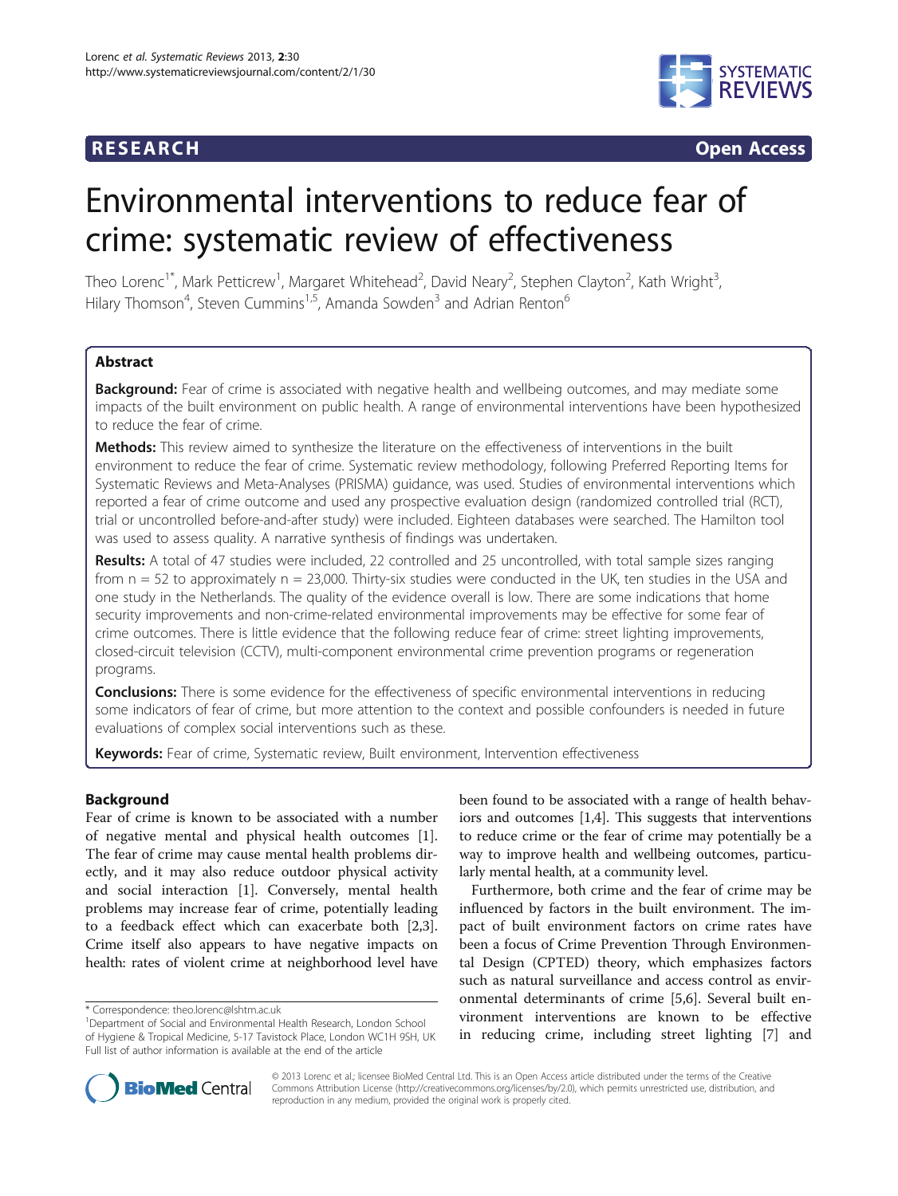**RESEARCH** **Open Access**

# Environmental interventions to reduce fear of crime: systematic review of effectiveness

Theo Lorenc[1*], Mark Petticrew[1], Margaret Whitehead[2], David Neary[2], Stephen Clayton[2], Kath Wright[3], Hilary Thomson[4], Steven Cummins[1,5], Amanda Sowden[3] and Adrian Renton[6]

## Abstract

**Background:** Fear of crime is associated with negative health and wellbeing outcomes, and may mediate some impacts of the built environment on public health. A range of environmental interventions have been hypothesized to reduce the fear of crime.

**Methods:** This review aimed to synthesize the literature on the effectiveness of interventions in the built environment to reduce the fear of crime. Systematic review methodology, following Preferred Reporting Items for Systematic Reviews and Meta-Analyses (PRISMA) guidance, was used. Studies of environmental interventions which reported a fear of crime outcome and used any prospective evaluation design (randomized controlled trial (RCT), trial or uncontrolled before-and-after study) were included. Eighteen databases were searched. The Hamilton tool was used to assess quality. A narrative synthesis of findings was undertaken.

**Results:** A total of 47 studies were included, 22 controlled and 25 uncontrolled, with total sample sizes ranging from n = 52 to approximately n = 23,000. Thirty-six studies were conducted in the UK, ten studies in the USA and one study in the Netherlands. The quality of the evidence overall is low. There are some indications that home security improvements and non-crime-related environmental improvements may be effective for some fear of crime outcomes. There is little evidence that the following reduce fear of crime: street lighting improvements, closed-circuit television (CCTV), multi-component environmental crime prevention programs or regeneration programs.

**Conclusions:** There is some evidence for the effectiveness of specific environmental interventions in reducing some indicators of fear of crime, but more attention to the context and possible confounders is needed in future evaluations of complex social interventions such as these.

**Keywords:** Fear of crime, Systematic review, Built environment, Intervention effectiveness

## Background

Fear of crime is known to be associated with a number of negative mental and physical health outcomes [1]. The fear of crime may cause mental health problems directly, and it may also reduce outdoor physical activity and social interaction [1]. Conversely, mental health problems may increase fear of crime, potentially leading to a feedback effect which can exacerbate both [2,3]. Crime itself also appears to have negative impacts on health: rates of violent crime at neighborhood level have been found to be associated with a range of health behaviors and outcomes [1,4]. This suggests that interventions to reduce crime or the fear of crime may potentially be a way to improve health and wellbeing outcomes, particularly mental health, at a community level.

Furthermore, both crime and the fear of crime may be influenced by factors in the built environment. The impact of built environment factors on crime rates have been a focus of Crime Prevention Through Environmental Design (CPTED) theory, which emphasizes factors such as natural surveillance and access control as environmental determinants of crime [5,6]. Several built environment interventions are known to be effective in reducing crime, including street lighting [7] and

\* Correspondence: theo.lorenc@lshtm.ac.uk
[1]Department of Social and Environmental Health Research, London School of Hygiene & Tropical Medicine, 5-17 Tavistock Place, London WC1H 9SH, UK
Full list of author information is available at the end of the article

© 2013 Lorenc et al.; licensee BioMed Central Ltd. This is an Open Access article distributed under the terms of the Creative Commons Attribution License (http://creativecommons.org/licenses/by/2.0), which permits unrestricted use, distribution, and reproduction in any medium, provided the original work is properly cited.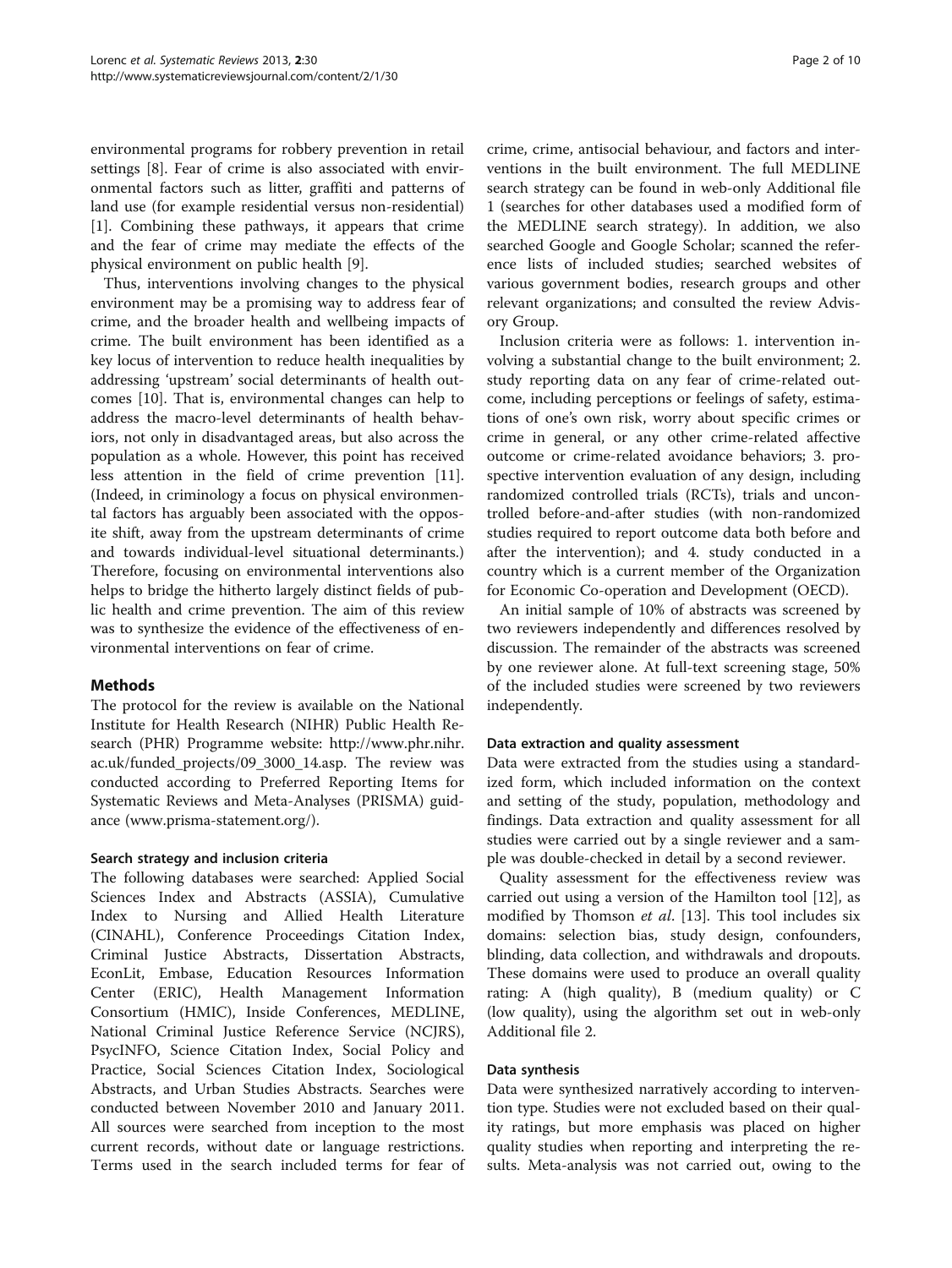environmental programs for robbery prevention in retail settings [8]. Fear of crime is also associated with environmental factors such as litter, graffiti and patterns of land use (for example residential versus non-residential) [1]. Combining these pathways, it appears that crime and the fear of crime may mediate the effects of the physical environment on public health [9].

Thus, interventions involving changes to the physical environment may be a promising way to address fear of crime, and the broader health and wellbeing impacts of crime. The built environment has been identified as a key locus of intervention to reduce health inequalities by addressing 'upstream' social determinants of health outcomes [10]. That is, environmental changes can help to address the macro-level determinants of health behaviors, not only in disadvantaged areas, but also across the population as a whole. However, this point has received less attention in the field of crime prevention [11]. (Indeed, in criminology a focus on physical environmental factors has arguably been associated with the opposite shift, away from the upstream determinants of crime and towards individual-level situational determinants.) Therefore, focusing on environmental interventions also helps to bridge the hitherto largely distinct fields of public health and crime prevention. The aim of this review was to synthesize the evidence of the effectiveness of environmental interventions on fear of crime.

## Methods

The protocol for the review is available on the National Institute for Health Research (NIHR) Public Health Research (PHR) Programme website: http://www.phr.nihr.ac.uk/funded_projects/09_3000_14.asp. The review was conducted according to Preferred Reporting Items for Systematic Reviews and Meta-Analyses (PRISMA) guidance (www.prisma-statement.org/).

### Search strategy and inclusion criteria

The following databases were searched: Applied Social Sciences Index and Abstracts (ASSIA), Cumulative Index to Nursing and Allied Health Literature (CINAHL), Conference Proceedings Citation Index, Criminal Justice Abstracts, Dissertation Abstracts, EconLit, Embase, Education Resources Information Center (ERIC), Health Management Information Consortium (HMIC), Inside Conferences, MEDLINE, National Criminal Justice Reference Service (NCJRS), PsycINFO, Science Citation Index, Social Policy and Practice, Social Sciences Citation Index, Sociological Abstracts, and Urban Studies Abstracts. Searches were conducted between November 2010 and January 2011. All sources were searched from inception to the most current records, without date or language restrictions. Terms used in the search included terms for fear of crime, crime, antisocial behaviour, and factors and interventions in the built environment. The full MEDLINE search strategy can be found in web-only Additional file 1 (searches for other databases used a modified form of the MEDLINE search strategy). In addition, we also searched Google and Google Scholar; scanned the reference lists of included studies; searched websites of various government bodies, research groups and other relevant organizations; and consulted the review Advisory Group.

Inclusion criteria were as follows: 1. intervention involving a substantial change to the built environment; 2. study reporting data on any fear of crime-related outcome, including perceptions or feelings of safety, estimations of one's own risk, worry about specific crimes or crime in general, or any other crime-related affective outcome or crime-related avoidance behaviors; 3. prospective intervention evaluation of any design, including randomized controlled trials (RCTs), trials and uncontrolled before-and-after studies (with non-randomized studies required to report outcome data both before and after the intervention); and 4. study conducted in a country which is a current member of the Organization for Economic Co-operation and Development (OECD).

An initial sample of 10% of abstracts was screened by two reviewers independently and differences resolved by discussion. The remainder of the abstracts was screened by one reviewer alone. At full-text screening stage, 50% of the included studies were screened by two reviewers independently.

### Data extraction and quality assessment

Data were extracted from the studies using a standardized form, which included information on the context and setting of the study, population, methodology and findings. Data extraction and quality assessment for all studies were carried out by a single reviewer and a sample was double-checked in detail by a second reviewer.

Quality assessment for the effectiveness review was carried out using a version of the Hamilton tool [12], as modified by Thomson *et al*. [13]. This tool includes six domains: selection bias, study design, confounders, blinding, data collection, and withdrawals and dropouts. These domains were used to produce an overall quality rating: A (high quality), B (medium quality) or C (low quality), using the algorithm set out in web-only Additional file 2.

### Data synthesis

Data were synthesized narratively according to intervention type. Studies were not excluded based on their quality ratings, but more emphasis was placed on higher quality studies when reporting and interpreting the results. Meta-analysis was not carried out, owing to the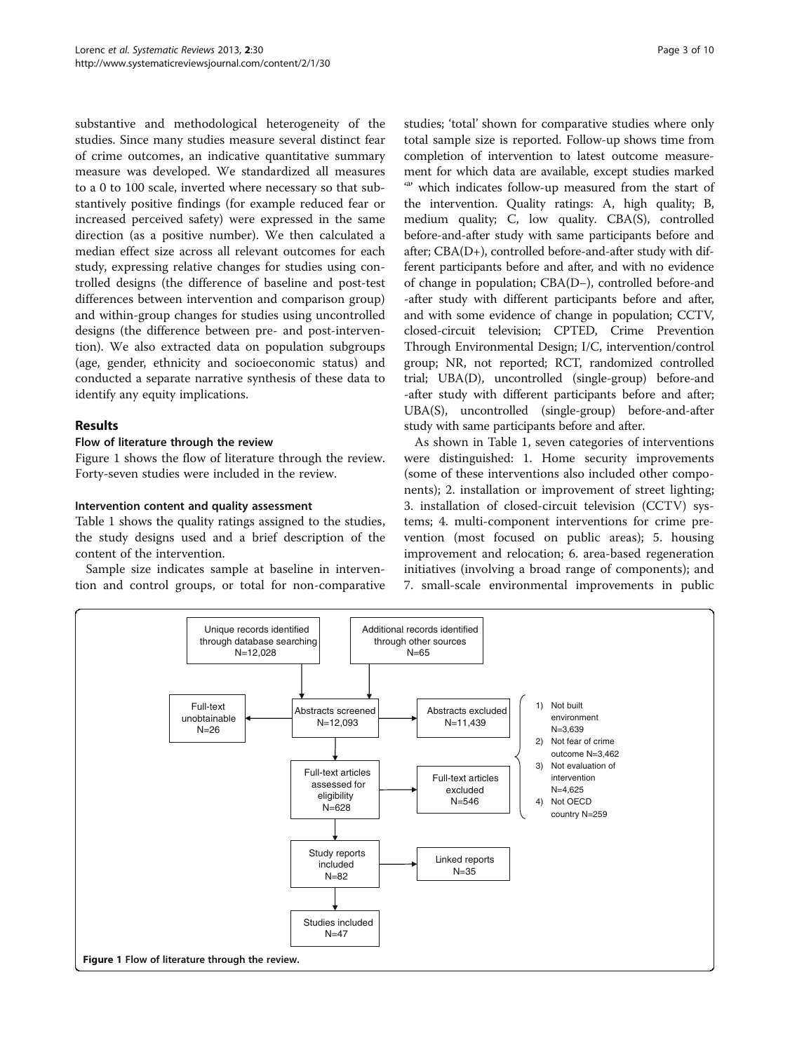substantive and methodological heterogeneity of the studies. Since many studies measure several distinct fear of crime outcomes, an indicative quantitative summary measure was developed. We standardized all measures to a 0 to 100 scale, inverted where necessary so that substantively positive findings (for example reduced fear or increased perceived safety) were expressed in the same direction (as a positive number). We then calculated a median effect size across all relevant outcomes for each study, expressing relative changes for studies using controlled designs (the difference of baseline and post-test differences between intervention and comparison group) and within-group changes for studies using uncontrolled designs (the difference between pre- and post-intervention). We also extracted data on population subgroups (age, gender, ethnicity and socioeconomic status) and conducted a separate narrative synthesis of these data to identify any equity implications.

## Results

### Flow of literature through the review

Figure 1 shows the flow of literature through the review. Forty-seven studies were included in the review.

### Intervention content and quality assessment

Table 1 shows the quality ratings assigned to the studies, the study designs used and a brief description of the content of the intervention.

Sample size indicates sample at baseline in intervention and control groups, or total for non-comparative studies; 'total' shown for comparative studies where only total sample size is reported. Follow-up shows time from completion of intervention to latest outcome measurement for which data are available, except studies marked 'a' which indicates follow-up measured from the start of the intervention. Quality ratings: A, high quality; B, medium quality; C, low quality. CBA(S), controlled before-and-after study with same participants before and after; CBA(D+), controlled before-and-after study with different participants before and after, and with no evidence of change in population; CBA(D−), controlled before-and-after study with different participants before and after, and with some evidence of change in population; CCTV, closed-circuit television; CPTED, Crime Prevention Through Environmental Design; I/C, intervention/control group; NR, not reported; RCT, randomized controlled trial; UBA(D), uncontrolled (single-group) before-and-after study with different participants before and after; UBA(S), uncontrolled (single-group) before-and-after study with same participants before and after.

As shown in Table 1, seven categories of interventions were distinguished: 1. Home security improvements (some of these interventions also included other components); 2. installation or improvement of street lighting; 3. installation of closed-circuit television (CCTV) systems; 4. multi-component interventions for crime prevention (most focused on public areas); 5. housing improvement and relocation; 6. area-based regeneration initiatives (involving a broad range of components); and 7. small-scale environmental improvements in public

Unique records identified through database searching N=12,028

Additional records identified through other sources N=65

Abstracts screened N=12,093

Full-text unobtainable N=26

Abstracts excluded N=11,439

1) Not built environment N=3,639
2) Not fear of crime outcome N=3,462
3) Not evaluation of intervention N=4,625
4) Not OECD country N=259

Full-text articles assessed for eligibility N=628

Full-text articles excluded N=546

Study reports included N=82

Linked reports N=35

Studies included N=47

**Figure 1** Flow of literature through the review.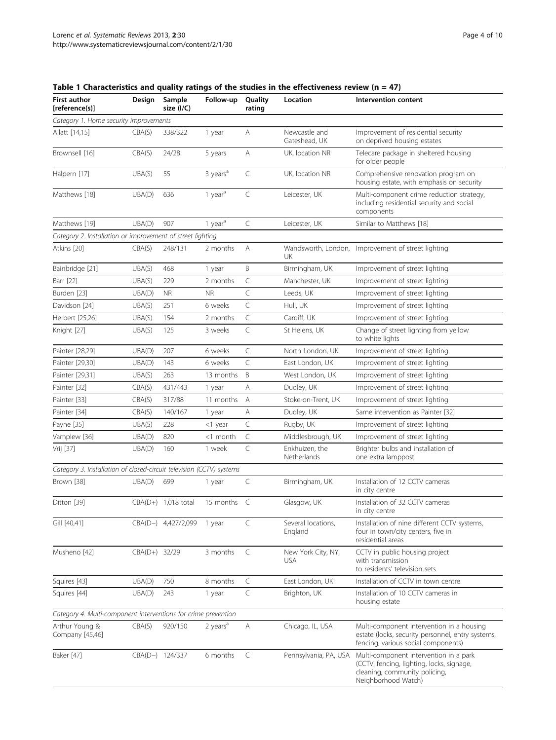**Table 1 Characteristics and quality ratings of the studies in the effectiveness review (n = 47)**

| First author [reference(s)] | Design | Sample size (I/C) | Follow-up | Quality rating | Location | Intervention content |
|---|---|---|---|---|---|---|
| *Category 1. Home security improvements* | | | | | | |
| Allatt [14,15] | CBA(S) | 338/322 | 1 year | A | Newcastle and Gateshead, UK | Improvement of residential security on deprived housing estates |
| Brownsell [16] | CBA(S) | 24/28 | 5 years | A | UK, location NR | Telecare package in sheltered housing for older people |
| Halpern [17] | UBA(S) | 55 | 3 years[a] | C | UK, location NR | Comprehensive renovation program on housing estate, with emphasis on security |
| Matthews [18] | UBA(D) | 636 | 1 year[a] | C | Leicester, UK | Multi-component crime reduction strategy, including residential security and social components |
| Matthews [19] | UBA(D) | 907 | 1 year[a] | C | Leicester, UK | Similar to Matthews [18] |
| *Category 2. Installation or improvement of street lighting* | | | | | | |
| Atkins [20] | CBA(S) | 248/131 | 2 months | A | Wandsworth, London, UK | Improvement of street lighting |
| Bainbridge [21] | UBA(S) | 468 | 1 year | B | Birmingham, UK | Improvement of street lighting |
| Barr [22] | UBA(S) | 229 | 2 months | C | Manchester, UK | Improvement of street lighting |
| Burden [23] | UBA(D) | NR | NR | C | Leeds, UK | Improvement of street lighting |
| Davidson [24] | UBA(S) | 251 | 6 weeks | C | Hull, UK | Improvement of street lighting |
| Herbert [25,26] | UBA(S) | 154 | 2 months | C | Cardiff, UK | Improvement of street lighting |
| Knight [27] | UBA(S) | 125 | 3 weeks | C | St Helens, UK | Change of street lighting from yellow to white lights |
| Painter [28,29] | UBA(D) | 207 | 6 weeks | C | North London, UK | Improvement of street lighting |
| Painter [29,30] | UBA(D) | 143 | 6 weeks | C | East London, UK | Improvement of street lighting |
| Painter [29,31] | UBA(S) | 263 | 13 months | B | West London, UK | Improvement of street lighting |
| Painter [32] | CBA(S) | 431/443 | 1 year | A | Dudley, UK | Improvement of street lighting |
| Painter [33] | CBA(S) | 317/88 | 11 months | A | Stoke-on-Trent, UK | Improvement of street lighting |
| Painter [34] | CBA(S) | 140/167 | 1 year | A | Dudley, UK | Same intervention as Painter [32] |
| Payne [35] | UBA(S) | 228 | <1 year | C | Rugby, UK | Improvement of street lighting |
| Vamplew [36] | UBA(D) | 820 | <1 month | C | Middlesbrough, UK | Improvement of street lighting |
| Vrij [37] | UBA(D) | 160 | 1 week | C | Enkhuizen, the Netherlands | Brighter bulbs and installation of one extra lamppost |
| *Category 3. Installation of closed-circuit television (CCTV) systems* | | | | | | |
| Brown [38] | UBA(D) | 699 | 1 year | C | Birmingham, UK | Installation of 12 CCTV cameras in city centre |
| Ditton [39] | CBA(D+) | 1,018 total | 15 months | C | Glasgow, UK | Installation of 32 CCTV cameras in city centre |
| Gill [40,41] | CBA(D−) | 4,427/2,099 | 1 year | C | Several locations, England | Installation of nine different CCTV systems, four in town/city centers, five in residential areas |
| Musheno [42] | CBA(D+) | 32/29 | 3 months | C | New York City, NY, USA | CCTV in public housing project with transmission to residents' television sets |
| Squires [43] | UBA(D) | 750 | 8 months | C | East London, UK | Installation of CCTV in town centre |
| Squires [44] | UBA(D) | 243 | 1 year | C | Brighton, UK | Installation of 10 CCTV cameras in housing estate |
| *Category 4. Multi-component interventions for crime prevention* | | | | | | |
| Arthur Young & Company [45,46] | CBA(S) | 920/150 | 2 years[a] | A | Chicago, IL, USA | Multi-component intervention in a housing estate (locks, security personnel, entry systems, fencing, various social components) |
| Baker [47] | CBA(D−) | 124/337 | 6 months | C | Pennsylvania, PA, USA | Multi-component intervention in a park (CCTV, fencing, lighting, locks, signage, cleaning, community policing, Neighborhood Watch) |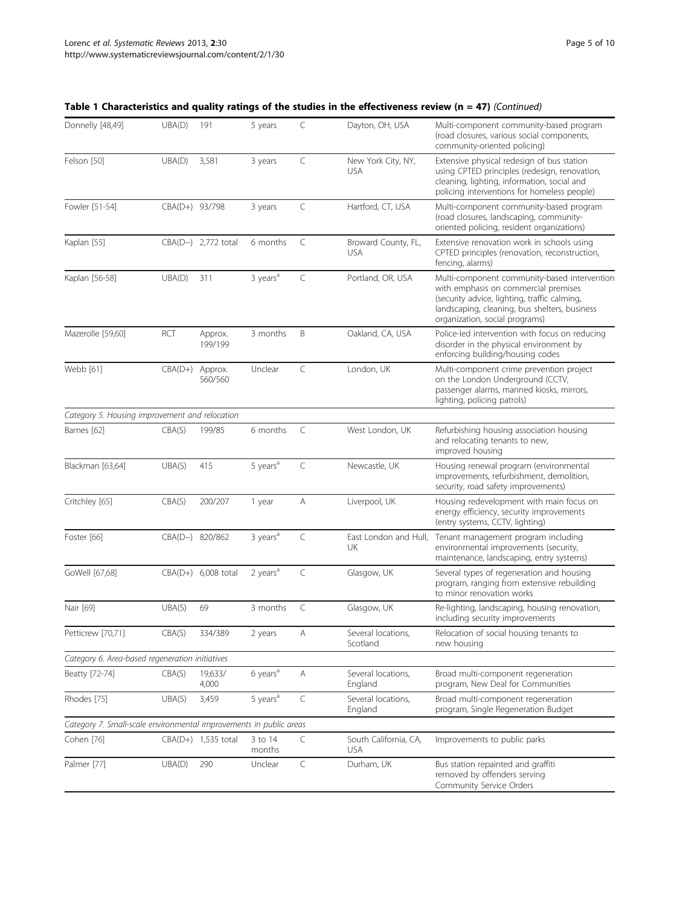**Table 1 Characteristics and quality ratings of the studies in the effectiveness review (n = 47)** *(Continued)*

| | | | | | | |
|---|---|---|---|---|---|---|
| Donnelly [48,49] | UBA(D) | 191 | 5 years | C | Dayton, OH, USA | Multi-component community-based program (road closures, various social components, community-oriented policing) |
| Felson [50] | UBA(D) | 3,581 | 3 years | C | New York City, NY, USA | Extensive physical redesign of bus station using CPTED principles (redesign, renovation, cleaning, lighting, information, social and policing interventions for homeless people) |
| Fowler [51-54] | CBA(D+) | 93/798 | 3 years | C | Hartford, CT, USA | Multi-component community-based program (road closures, landscaping, community-oriented policing, resident organizations) |
| Kaplan [55] | CBA(D−) | 2,772 total | 6 months | C | Broward County, FL, USA | Extensive renovation work in schools using CPTED principles (renovation, reconstruction, fencing, alarms) |
| Kaplan [56-58] | UBA(D) | 311 | 3 years[a] | C | Portland, OR, USA | Multi-component community-based intervention with emphasis on commercial premises (security advice, lighting, traffic calming, landscaping, cleaning, bus shelters, business organization, social programs) |
| Mazerolle [59,60] | RCT | Approx. 199/199 | 3 months | B | Oakland, CA, USA | Police-led intervention with focus on reducing disorder in the physical environment by enforcing building/housing codes |
| Webb [61] | CBA(D+) | Approx. 560/560 | Unclear | C | London, UK | Multi-component crime prevention project on the London Underground (CCTV, passenger alarms, manned kiosks, mirrors, lighting, policing patrols) |
| *Category 5. Housing improvement and relocation* | | | | | | |
| Barnes [62] | CBA(S) | 199/85 | 6 months | C | West London, UK | Refurbishing housing association housing and relocating tenants to new, improved housing |
| Blackman [63,64] | UBA(S) | 415 | 5 years[a] | C | Newcastle, UK | Housing renewal program (environmental improvements, refurbishment, demolition, security, road safety improvements) |
| Critchley [65] | CBA(S) | 200/207 | 1 year | A | Liverpool, UK | Housing redevelopment with main focus on energy efficiency, security improvements (entry systems, CCTV, lighting) |
| Foster [66] | CBA(D−) | 820/862 | 3 years[a] | C | East London and Hull, UK | Tenant management program including environmental improvements (security, maintenance, landscaping, entry systems) |
| GoWell [67,68] | CBA(D+) | 6,008 total | 2 years[a] | C | Glasgow, UK | Several types of regeneration and housing program, ranging from extensive rebuilding to minor renovation works |
| Nair [69] | UBA(S) | 69 | 3 months | C | Glasgow, UK | Re-lighting, landscaping, housing renovation, including security improvements |
| Petticrew [70,71] | CBA(S) | 334/389 | 2 years | A | Several locations, Scotland | Relocation of social housing tenants to new housing |
| *Category 6. Area-based regeneration initiatives* | | | | | | |
| Beatty [72-74] | CBA(S) | 19,633/ 4,000 | 6 years[a] | A | Several locations, England | Broad multi-component regeneration program, New Deal for Communities |
| Rhodes [75] | UBA(S) | 3,459 | 5 years[a] | C | Several locations, England | Broad multi-component regeneration program, Single Regeneration Budget |
| *Category 7. Small-scale environmental improvements in public areas* | | | | | | |
| Cohen [76] | CBA(D+) | 1,535 total | 3 to 14 months | C | South California, CA, USA | Improvements to public parks |
| Palmer [77] | UBA(D) | 290 | Unclear | C | Durham, UK | Bus station repainted and graffiti removed by offenders serving Community Service Orders |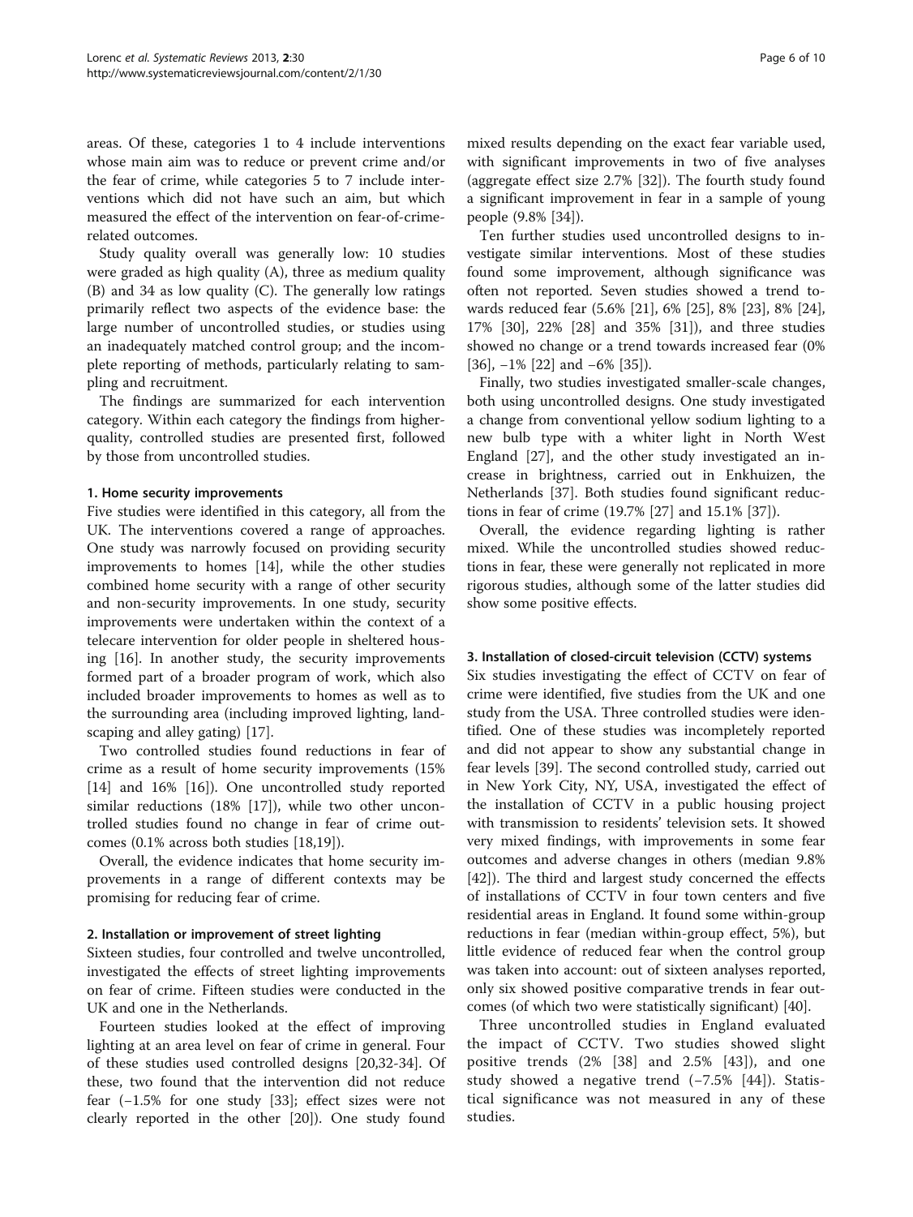areas. Of these, categories 1 to 4 include interventions whose main aim was to reduce or prevent crime and/or the fear of crime, while categories 5 to 7 include interventions which did not have such an aim, but which measured the effect of the intervention on fear-of-crime-related outcomes.

Study quality overall was generally low: 10 studies were graded as high quality (A), three as medium quality (B) and 34 as low quality (C). The generally low ratings primarily reflect two aspects of the evidence base: the large number of uncontrolled studies, or studies using an inadequately matched control group; and the incomplete reporting of methods, particularly relating to sampling and recruitment.

The findings are summarized for each intervention category. Within each category the findings from higher-quality, controlled studies are presented first, followed by those from uncontrolled studies.

#### 1. Home security improvements

Five studies were identified in this category, all from the UK. The interventions covered a range of approaches. One study was narrowly focused on providing security improvements to homes [14], while the other studies combined home security with a range of other security and non-security improvements. In one study, security improvements were undertaken within the context of a telecare intervention for older people in sheltered housing [16]. In another study, the security improvements formed part of a broader program of work, which also included broader improvements to homes as well as to the surrounding area (including improved lighting, landscaping and alley gating) [17].

Two controlled studies found reductions in fear of crime as a result of home security improvements (15% [14] and 16% [16]). One uncontrolled study reported similar reductions (18% [17]), while two other uncontrolled studies found no change in fear of crime outcomes (0.1% across both studies [18,19]).

Overall, the evidence indicates that home security improvements in a range of different contexts may be promising for reducing fear of crime.

#### 2. Installation or improvement of street lighting

Sixteen studies, four controlled and twelve uncontrolled, investigated the effects of street lighting improvements on fear of crime. Fifteen studies were conducted in the UK and one in the Netherlands.

Fourteen studies looked at the effect of improving lighting at an area level on fear of crime in general. Four of these studies used controlled designs [20,32-34]. Of these, two found that the intervention did not reduce fear (−1.5% for one study [33]; effect sizes were not clearly reported in the other [20]). One study found mixed results depending on the exact fear variable used, with significant improvements in two of five analyses (aggregate effect size 2.7% [32]). The fourth study found a significant improvement in fear in a sample of young people (9.8% [34]).

Ten further studies used uncontrolled designs to investigate similar interventions. Most of these studies found some improvement, although significance was often not reported. Seven studies showed a trend towards reduced fear (5.6% [21], 6% [25], 8% [23], 8% [24], 17% [30], 22% [28] and 35% [31]), and three studies showed no change or a trend towards increased fear (0% [36], −1% [22] and −6% [35]).

Finally, two studies investigated smaller-scale changes, both using uncontrolled designs. One study investigated a change from conventional yellow sodium lighting to a new bulb type with a whiter light in North West England [27], and the other study investigated an increase in brightness, carried out in Enkhuizen, the Netherlands [37]. Both studies found significant reductions in fear of crime (19.7% [27] and 15.1% [37]).

Overall, the evidence regarding lighting is rather mixed. While the uncontrolled studies showed reductions in fear, these were generally not replicated in more rigorous studies, although some of the latter studies did show some positive effects.

#### 3. Installation of closed-circuit television (CCTV) systems

Six studies investigating the effect of CCTV on fear of crime were identified, five studies from the UK and one study from the USA. Three controlled studies were identified. One of these studies was incompletely reported and did not appear to show any substantial change in fear levels [39]. The second controlled study, carried out in New York City, NY, USA, investigated the effect of the installation of CCTV in a public housing project with transmission to residents' television sets. It showed very mixed findings, with improvements in some fear outcomes and adverse changes in others (median 9.8% [42]). The third and largest study concerned the effects of installations of CCTV in four town centers and five residential areas in England. It found some within-group reductions in fear (median within-group effect, 5%), but little evidence of reduced fear when the control group was taken into account: out of sixteen analyses reported, only six showed positive comparative trends in fear outcomes (of which two were statistically significant) [40].

Three uncontrolled studies in England evaluated the impact of CCTV. Two studies showed slight positive trends (2% [38] and 2.5% [43]), and one study showed a negative trend (−7.5% [44]). Statistical significance was not measured in any of these studies.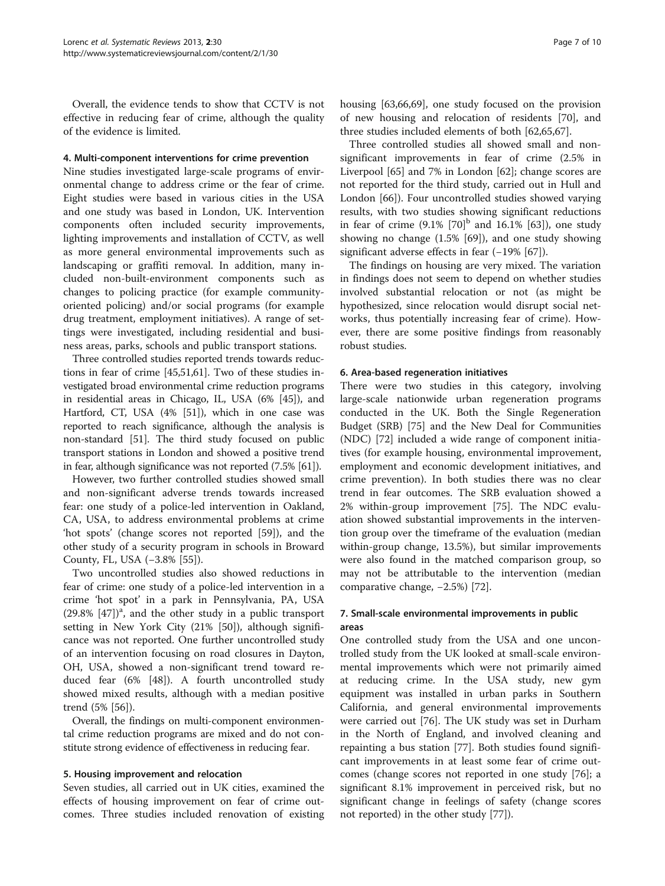Overall, the evidence tends to show that CCTV is not effective in reducing fear of crime, although the quality of the evidence is limited.

#### 4. Multi-component interventions for crime prevention

Nine studies investigated large-scale programs of environmental change to address crime or the fear of crime. Eight studies were based in various cities in the USA and one study was based in London, UK. Intervention components often included security improvements, lighting improvements and installation of CCTV, as well as more general environmental improvements such as landscaping or graffiti removal. In addition, many included non-built-environment components such as changes to policing practice (for example community-oriented policing) and/or social programs (for example drug treatment, employment initiatives). A range of settings were investigated, including residential and business areas, parks, schools and public transport stations.

Three controlled studies reported trends towards reductions in fear of crime [45,51,61]. Two of these studies investigated broad environmental crime reduction programs in residential areas in Chicago, IL, USA (6% [45]), and Hartford, CT, USA (4% [51]), which in one case was reported to reach significance, although the analysis is non-standard [51]. The third study focused on public transport stations in London and showed a positive trend in fear, although significance was not reported (7.5% [61]).

However, two further controlled studies showed small and non-significant adverse trends towards increased fear: one study of a police-led intervention in Oakland, CA, USA, to address environmental problems at crime 'hot spots' (change scores not reported [59]), and the other study of a security program in schools in Broward County, FL, USA (−3.8% [55]).

Two uncontrolled studies also showed reductions in fear of crime: one study of a police-led intervention in a crime 'hot spot' in a park in Pennsylvania, PA, USA (29.8% [47])[a], and the other study in a public transport setting in New York City (21% [50]), although significance was not reported. One further uncontrolled study of an intervention focusing on road closures in Dayton, OH, USA, showed a non-significant trend toward reduced fear (6% [48]). A fourth uncontrolled study showed mixed results, although with a median positive trend (5% [56]).

Overall, the findings on multi-component environmental crime reduction programs are mixed and do not constitute strong evidence of effectiveness in reducing fear.

#### 5. Housing improvement and relocation

Seven studies, all carried out in UK cities, examined the effects of housing improvement on fear of crime outcomes. Three studies included renovation of existing housing [63,66,69], one study focused on the provision of new housing and relocation of residents [70], and three studies included elements of both [62,65,67].

Three controlled studies all showed small and non-significant improvements in fear of crime (2.5% in Liverpool [65] and 7% in London [62]; change scores are not reported for the third study, carried out in Hull and London [66]). Four uncontrolled studies showed varying results, with two studies showing significant reductions in fear of crime (9.1% [70][b] and 16.1% [63]), one study showing no change (1.5% [69]), and one study showing significant adverse effects in fear (−19% [67]).

The findings on housing are very mixed. The variation in findings does not seem to depend on whether studies involved substantial relocation or not (as might be hypothesized, since relocation would disrupt social networks, thus potentially increasing fear of crime). However, there are some positive findings from reasonably robust studies.

#### 6. Area-based regeneration initiatives

There were two studies in this category, involving large-scale nationwide urban regeneration programs conducted in the UK. Both the Single Regeneration Budget (SRB) [75] and the New Deal for Communities (NDC) [72] included a wide range of component initiatives (for example housing, environmental improvement, employment and economic development initiatives, and crime prevention). In both studies there was no clear trend in fear outcomes. The SRB evaluation showed a 2% within-group improvement [75]. The NDC evaluation showed substantial improvements in the intervention group over the timeframe of the evaluation (median within-group change, 13.5%), but similar improvements were also found in the matched comparison group, so may not be attributable to the intervention (median comparative change, −2.5%) [72].

#### 7. Small-scale environmental improvements in public areas

One controlled study from the USA and one uncontrolled study from the UK looked at small-scale environmental improvements which were not primarily aimed at reducing crime. In the USA study, new gym equipment was installed in urban parks in Southern California, and general environmental improvements were carried out [76]. The UK study was set in Durham in the North of England, and involved cleaning and repainting a bus station [77]. Both studies found significant improvements in at least some fear of crime outcomes (change scores not reported in one study [76]; a significant 8.1% improvement in perceived risk, but no significant change in feelings of safety (change scores not reported) in the other study [77]).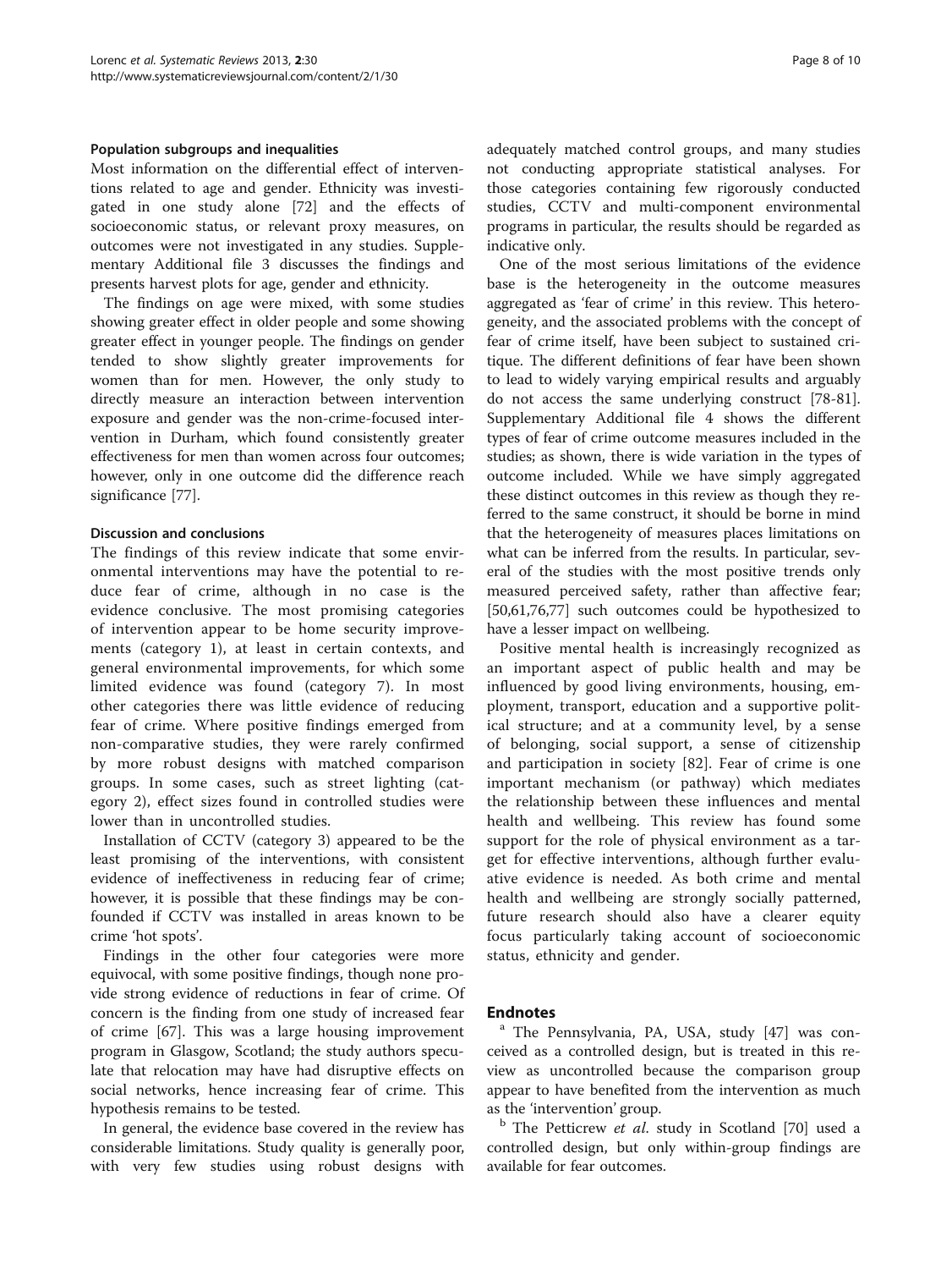### Population subgroups and inequalities

Most information on the differential effect of interventions related to age and gender. Ethnicity was investigated in one study alone [72] and the effects of socioeconomic status, or relevant proxy measures, on outcomes were not investigated in any studies. Supplementary Additional file 3 discusses the findings and presents harvest plots for age, gender and ethnicity.

The findings on age were mixed, with some studies showing greater effect in older people and some showing greater effect in younger people. The findings on gender tended to show slightly greater improvements for women than for men. However, the only study to directly measure an interaction between intervention exposure and gender was the non-crime-focused intervention in Durham, which found consistently greater effectiveness for men than women across four outcomes; however, only in one outcome did the difference reach significance [77].

## Discussion and conclusions

The findings of this review indicate that some environmental interventions may have the potential to reduce fear of crime, although in no case is the evidence conclusive. The most promising categories of intervention appear to be home security improvements (category 1), at least in certain contexts, and general environmental improvements, for which some limited evidence was found (category 7). In most other categories there was little evidence of reducing fear of crime. Where positive findings emerged from non-comparative studies, they were rarely confirmed by more robust designs with matched comparison groups. In some cases, such as street lighting (category 2), effect sizes found in controlled studies were lower than in uncontrolled studies.

Installation of CCTV (category 3) appeared to be the least promising of the interventions, with consistent evidence of ineffectiveness in reducing fear of crime; however, it is possible that these findings may be confounded if CCTV was installed in areas known to be crime 'hot spots'.

Findings in the other four categories were more equivocal, with some positive findings, though none provide strong evidence of reductions in fear of crime. Of concern is the finding from one study of increased fear of crime [67]. This was a large housing improvement program in Glasgow, Scotland; the study authors speculate that relocation may have had disruptive effects on social networks, hence increasing fear of crime. This hypothesis remains to be tested.

In general, the evidence base covered in the review has considerable limitations. Study quality is generally poor, with very few studies using robust designs with adequately matched control groups, and many studies not conducting appropriate statistical analyses. For those categories containing few rigorously conducted studies, CCTV and multi-component environmental programs in particular, the results should be regarded as indicative only.

One of the most serious limitations of the evidence base is the heterogeneity in the outcome measures aggregated as 'fear of crime' in this review. This heterogeneity, and the associated problems with the concept of fear of crime itself, have been subject to sustained critique. The different definitions of fear have been shown to lead to widely varying empirical results and arguably do not access the same underlying construct [78-81]. Supplementary Additional file 4 shows the different types of fear of crime outcome measures included in the studies; as shown, there is wide variation in the types of outcome included. While we have simply aggregated these distinct outcomes in this review as though they referred to the same construct, it should be borne in mind that the heterogeneity of measures places limitations on what can be inferred from the results. In particular, several of the studies with the most positive trends only measured perceived safety, rather than affective fear; [50,61,76,77] such outcomes could be hypothesized to have a lesser impact on wellbeing.

Positive mental health is increasingly recognized as an important aspect of public health and may be influenced by good living environments, housing, employment, transport, education and a supportive political structure; and at a community level, by a sense of belonging, social support, a sense of citizenship and participation in society [82]. Fear of crime is one important mechanism (or pathway) which mediates the relationship between these influences and mental health and wellbeing. This review has found some support for the role of physical environment as a target for effective interventions, although further evaluative evidence is needed. As both crime and mental health and wellbeing are strongly socially patterned, future research should also have a clearer equity focus particularly taking account of socioeconomic status, ethnicity and gender.

## Endnotes

[a] The Pennsylvania, PA, USA, study [47] was conceived as a controlled design, but is treated in this review as uncontrolled because the comparison group appear to have benefited from the intervention as much as the 'intervention' group.

[b] The Petticrew *et al.* study in Scotland [70] used a controlled design, but only within-group findings are available for fear outcomes.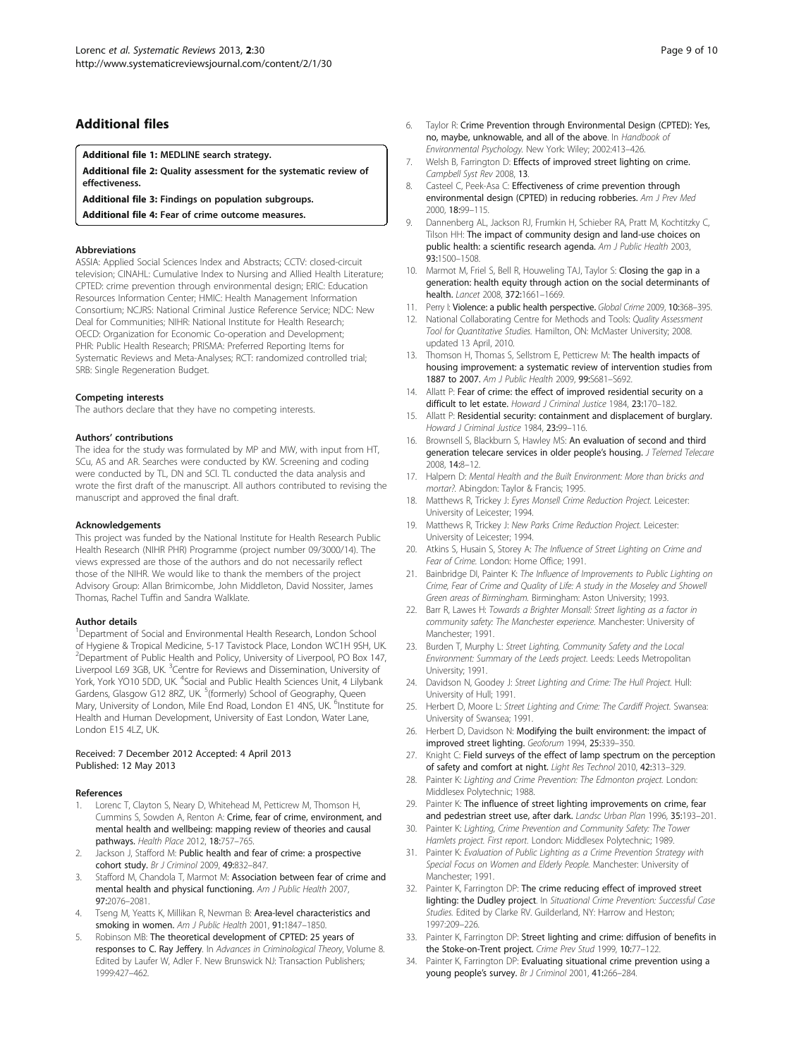## Additional files

**Additional file 1: MEDLINE search strategy.**

**Additional file 2: Quality assessment for the systematic review of effectiveness.**

**Additional file 3: Findings on population subgroups.**

**Additional file 4: Fear of crime outcome measures.**

#### Abbreviations

ASSIA: Applied Social Sciences Index and Abstracts; CCTV: closed-circuit television; CINAHL: Cumulative Index to Nursing and Allied Health Literature; CPTED: crime prevention through environmental design; ERIC: Education Resources Information Center; HMIC: Health Management Information Consortium; NCJRS: National Criminal Justice Reference Service; NDC: New Deal for Communities; NIHR: National Institute for Health Research; OECD: Organization for Economic Co-operation and Development; PHR: Public Health Research; PRISMA: Preferred Reporting Items for Systematic Reviews and Meta-Analyses; RCT: randomized controlled trial; SRB: Single Regeneration Budget.

#### Competing interests

The authors declare that they have no competing interests.

#### Authors' contributions

The idea for the study was formulated by MP and MW, with input from HT, SCu, AS and AR. Searches were conducted by KW. Screening and coding were conducted by TL, DN and SCl. TL conducted the data analysis and wrote the first draft of the manuscript. All authors contributed to revising the manuscript and approved the final draft.

#### Acknowledgements

This project was funded by the National Institute for Health Research Public Health Research (NIHR PHR) Programme (project number 09/3000/14). The views expressed are those of the authors and do not necessarily reflect those of the NIHR. We would like to thank the members of the project Advisory Group: Allan Brimicombe, John Middleton, David Nossiter, James Thomas, Rachel Tuffin and Sandra Walklate.

#### Author details

[1]Department of Social and Environmental Health Research, London School of Hygiene & Tropical Medicine, 5-17 Tavistock Place, London WC1H 9SH, UK. [2]Department of Public Health and Policy, University of Liverpool, PO Box 147, Liverpool L69 3GB, UK. [3]Centre for Reviews and Dissemination, University of York, York YO10 5DD, UK. [4]Social and Public Health Sciences Unit, 4 Lilybank Gardens, Glasgow G12 8RZ, UK. [5](formerly) School of Geography, Queen Mary, University of London, Mile End Road, London E1 4NS, UK. [6]Institute for Health and Human Development, University of East London, Water Lane, London E15 4LZ, UK.

Received: 7 December 2012 Accepted: 4 April 2013
Published: 12 May 2013

#### References

1. Lorenc T, Clayton S, Neary D, Whitehead M, Petticrew M, Thomson H, Cummins S, Sowden A, Renton A: **Crime, fear of crime, environment, and mental health and wellbeing: mapping review of theories and causal pathways.** *Health Place* 2012, **18**:757–765.
2. Jackson J, Stafford M: **Public health and fear of crime: a prospective cohort study.** *Br J Criminol* 2009, **49**:832–847.
3. Stafford M, Chandola T, Marmot M: **Association between fear of crime and mental health and physical functioning.** *Am J Public Health* 2007, **97**:2076–2081.
4. Tseng M, Yeatts K, Millikan R, Newman B: **Area-level characteristics and smoking in women.** *Am J Public Health* 2001, **91**:1847–1850.
5. Robinson MB: **The theoretical development of CPTED: 25 years of responses to C. Ray Jeffery.** In *Advances in Criminological Theory*, Volume 8. Edited by Laufer W, Adler F. New Brunswick NJ: Transaction Publishers; 1999:427–462.
6. Taylor R: **Crime Prevention through Environmental Design (CPTED): Yes, no, maybe, unknowable, and all of the above.** In *Handbook of Environmental Psychology*. New York: Wiley; 2002:413–426.
7. Welsh B, Farrington D: **Effects of improved street lighting on crime.** *Campbell Syst Rev* 2008, **13**.
8. Casteel C, Peek-Asa C: **Effectiveness of crime prevention through environmental design (CPTED) in reducing robberies.** *Am J Prev Med* 2000, **18**:99–115.
9. Dannenberg AL, Jackson RJ, Frumkin H, Schieber RA, Pratt M, Kochtitzky C, Tilson HH: **The impact of community design and land-use choices on public health: a scientific research agenda.** *Am J Public Health* 2003, **93**:1500–1508.
10. Marmot M, Friel S, Bell R, Houweling TAJ, Taylor S: **Closing the gap in a generation: health equity through action on the social determinants of health.** *Lancet* 2008, **372**:1661–1669.
11. Perry I: **Violence: a public health perspective.** *Global Crime* 2009, **10**:368–395.
12. National Collaborating Centre for Methods and Tools: *Quality Assessment Tool for Quantitative Studies.* Hamilton, ON: McMaster University; 2008. updated 13 April, 2010.
13. Thomson H, Thomas S, Sellstrom E, Petticrew M: **The health impacts of housing improvement: a systematic review of intervention studies from 1887 to 2007.** *Am J Public Health* 2009, **99**:S681–S692.
14. Allatt P: **Fear of crime: the effect of improved residential security on a difficult to let estate.** *Howard J Criminal Justice* 1984, **23**:170–182.
15. Allatt P: **Residential security: containment and displacement of burglary.** *Howard J Criminal Justice* 1984, **23**:99–116.
16. Brownsell S, Blackburn S, Hawley MS: **An evaluation of second and third generation telecare services in older people's housing.** *J Telemed Telecare* 2008, **14**:8–12.
17. Halpern D: *Mental Health and the Built Environment: More than bricks and mortar?.* Abingdon: Taylor & Francis; 1995.
18. Matthews R, Trickey J: *Eyres Monsell Crime Reduction Project.* Leicester: University of Leicester; 1994.
19. Matthews R, Trickey J: *New Parks Crime Reduction Project.* Leicester: University of Leicester; 1994.
20. Atkins S, Husain S, Storey A: *The Influence of Street Lighting on Crime and Fear of Crime.* London: Home Office; 1991.
21. Bainbridge DI, Painter K: *The Influence of Improvements to Public Lighting on Crime, Fear of Crime and Quality of Life: A study in the Moseley and Showell Green areas of Birmingham.* Birmingham: Aston University; 1993.
22. Barr R, Lawes H: *Towards a Brighter Monsall: Street lighting as a factor in community safety: The Manchester experience.* Manchester: University of Manchester; 1991.
23. Burden T, Murphy L: *Street Lighting, Community Safety and the Local Environment: Summary of the Leeds project.* Leeds: Leeds Metropolitan University; 1991.
24. Davidson N, Goodey J: *Street Lighting and Crime: The Hull Project.* Hull: University of Hull; 1991.
25. Herbert D, Moore L: *Street Lighting and Crime: The Cardiff Project.* Swansea: University of Swansea; 1991.
26. Herbert D, Davidson N: **Modifying the built environment: the impact of improved street lighting.** *Geoforum* 1994, **25**:339–350.
27. Knight C: **Field surveys of the effect of lamp spectrum on the perception of safety and comfort at night.** *Light Res Technol* 2010, **42**:313–329.
28. Painter K: *Lighting and Crime Prevention: The Edmonton project.* London: Middlesex Polytechnic; 1988.
29. Painter K: **The influence of street lighting improvements on crime, fear and pedestrian street use, after dark.** *Landsc Urban Plan* 1996, **35**:193–201.
30. Painter K: *Lighting, Crime Prevention and Community Safety: The Tower Hamlets project. First report.* London: Middlesex Polytechnic; 1989.
31. Painter K: *Evaluation of Public Lighting as a Crime Prevention Strategy with Special Focus on Women and Elderly People.* Manchester: University of Manchester; 1991.
32. Painter K, Farrington DP: **The crime reducing effect of improved street lighting: the Dudley project.** In *Situational Crime Prevention: Successful Case Studies.* Edited by Clarke RV. Guilderland, NY: Harrow and Heston; 1997:209–226.
33. Painter K, Farrington DP: **Street lighting and crime: diffusion of benefits in the Stoke-on-Trent project.** *Crime Prev Stud* 1999, **10**:77–122.
34. Painter K, Farrington DP: **Evaluating situational crime prevention using a young people's survey.** *Br J Criminol* 2001, **41**:266–284.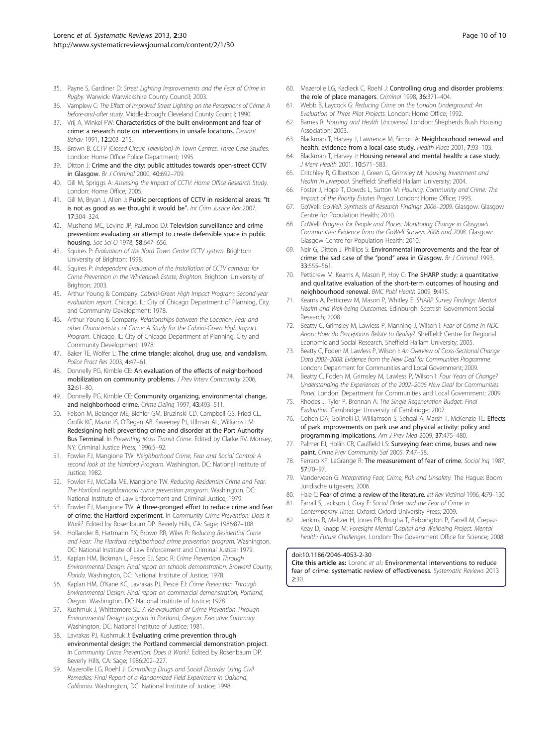35. Payne S, Gardiner D: *Street Lighting Improvements and the Fear of Crime in Rugby*. Warwick: Warwickshire County Council; 2003.
36. Vamplew C: *The Effect of Improved Street Lighting on the Perceptions of Crime: A before-and-after study*. Middlesbrough: Cleveland County Council; 1990.
37. Vrij A, Winkel FW: **Characteristics of the built environment and fear of crime: a research note on interventions in unsafe locations.** *Deviant Behav* 1991, **12:**203–215.
38. Brown B: *CCTV (Closed Circuit Television) in Town Centres: Three Case Studies*. London: Home Office Police Department; 1995.
39. Ditton J: **Crime and the city: public attitudes towards open-street CCTV in Glasgow.** *Br J Criminol* 2000, **40:**692–709.
40. Gill M, Spriggs A: *Assessing the Impact of CCTV: Home Office Research Study*. London: Home Office; 2005.
41. Gill M, Bryan J, Allen J: **Public perceptions of CCTV in residential areas: "It is not as good as we thought it would be".** *Int Crim Justice Rev* 2007, **17:**304–324.
42. Musheno MC, Levine JP, Palumbo DJ: **Television surveillance and crime prevention: evaluating an attempt to create defensible space in public housing.** *Soc Sci Q* 1978, **58:**647–656.
43. Squires P: *Evaluation of the Ilford Town Centre CCTV system*. Brighton: University of Brighton; 1998.
44. Squires P: *Independent Evaluation of the Installation of CCTV cameras for Crime Prevention in the Whitehawk Estate, Brighton*. Brighton: University of Brighton; 2003.
45. Arthur Young & Company: *Cabrini-Green High Impact Program: Second-year evaluation report*. Chicago, IL: City of Chicago Department of Planning, City and Community Development; 1978.
46. Arthur Young & Company: *Relationships between the Location, Fear and other Characteristics of Crime: A Study for the Cabrini-Green High Impact Program*. Chicago, IL: City of Chicago Department of Planning, City and Community Development; 1978.
47. Baker TE, Wolfer L: **The crime triangle: alcohol, drug use, and vandalism.** *Police Pract Res* 2003, **4:**47–61.
48. Donnelly PG, Kimble CE: **An evaluation of the effects of neighborhood mobilization on community problems.** *J Prev Interv Community* 2006, **32:**61–80.
49. Donnelly PG, Kimble CE: **Community organizing, environmental change, and neighborhood crime.** *Crime Delinq* 1997, **43:**493–511.
50. Felson M, Belanger ME, Bichler GM, Bruzinski CD, Campbell GS, Fried CL, Grofik KC, Mazur IS, O'Regan AB, Sweeney PJ, Ullman AL, Williams LM: **Redesigning hell: preventing crime and disorder at the Port Authority Bus Terminal.** In *Preventing Mass Transit Crime*. Edited by Clarke RV. Monsey, NY: Criminal Justice Press; 1996:5–92.
51. Fowler FJ, Mangione TW: *Neighborhood Crime, Fear and Social Control: A second look at the Hartford Program*. Washington, DC: National Institute of Justice; 1982.
52. Fowler FJ, McCalla ME, Mangione TW: *Reducing Residential Crime and Fear: The Hartford neighborhood crime prevention program*. Washington, DC: National Institute of Law Enforcement and Criminal Justice; 1979.
53. Fowler FJ, Mangione TW: **A three-pronged effort to reduce crime and fear of crime: the Hartford experiment**. In *Community Crime Prevention: Does it Work?*. Edited by Rosenbaum DP. Beverly Hills, CA: Sage; 1986:87–108.
54. Hollander B, Hartmann FX, Brown RR, Wiles R: *Reducing Residential Crime and Fear: The Hartford neighborhood crime prevention program*. Washington, DC: National Institute of Law Enforcement and Criminal Justice; 1979.
55. Kaplan HM, Bickman L, Pesce EJ, Szoc R: *Crime Prevention Through Environmental Design: Final report on schools demonstration, Broward County, Florida*. Washington, DC: National Institute of Justice; 1978.
56. Kaplan HM, O'Kane KC, Lavrakas PJ, Pesce EJ: *Crime Prevention Through Environmental Design: Final report on commercial demonstration, Portland, Oregon*. Washington, DC: National Institute of Justice; 1978.
57. Kushmuk J, Whittemore SL: *A Re-evaluation of Crime Prevention Through Environmental Design program in Portland, Oregon. Executive Summary*. Washington, DC: National Institute of Justice; 1981.
58. Lavrakas PJ, Kushmuk J: **Evaluating crime prevention through environmental design: the Portland commercial demonstration project**. In *Community Crime Prevention: Does it Work?*. Edited by Rosenbaum DP. Beverly Hills, CA: Sage; 1986:202–227.
59. Mazerolle LG, Roehl J: *Controlling Drugs and Social Disorder Using Civil Remedies: Final Report of a Randomized Field Experiment in Oakland, California*. Washington, DC: National Institute of Justice; 1998.
60. Mazerolle LG, Kadleck C, Roehl J: **Controlling drug and disorder problems: the role of place managers.** *Criminol* 1998, **36:**371–404.
61. Webb B, Laycock G: *Reducing Crime on the London Underground: An Evaluation of Three Pilot Projects*. London: Home Office; 1992.
62. Barnes R: *Housing and Health Uncovered*. London: Shepherds Bush Housing Association; 2003.
63. Blackman T, Harvey J, Lawrence M, Simon A: **Neighbourhood renewal and health: evidence from a local case study.** *Health Place* 2001, **7:**93–103.
64. Blackman T, Harvey J: **Housing renewal and mental health: a case study.** *J Ment Health* 2001, **10:**571–583.
65. Critchley R, Gilbertson J, Green G, Grimsley M: *Housing Investment and Health in Liverpool*. Sheffield: Sheffield Hallam University; 2004.
66. Foster J, Hope T, Dowds L, Sutton M: *Housing, Community and Crime: The impact of the Priority Estates Project*. London: Home Office; 1993.
67. GoWell: *GoWell: Synthesis of Research Findings 2006–2009*. Glasgow: Glasgow Centre for Population Health; 2010.
68. GoWell: *Progress for People and Places: Monitoring Change in Glasgow's Communities: Evidence from the GoWell Surveys 2006 and 2008*. Glasgow: Glasgow Centre for Population Health; 2010.
69. Nair G, Ditton J, Phillips S: **Environmental improvements and the fear of crime: the sad case of the "pond" area in Glasgow.** *Br J Criminol* 1993, **33:**555–561.
70. Petticrew M, Kearns A, Mason P, Hoy C: **The SHARP study: a quantitative and qualitative evaluation of the short-term outcomes of housing and neighbourhood renewal.** *BMC Publ Health* 2009, **9:**415.
71. Kearns A, Petticrew M, Mason P, Whitley E: *SHARP Survey Findings: Mental Health and Well-being Outcomes*. Edinburgh: Scottish Government Social Research; 2008.
72. Beatty C, Grimsley M, Lawless P, Manning J, Wilson I: *Fear of Crime in NDC Areas: How do Perceptions Relate to Reality?*. Sheffield: Centre for Regional Economic and Social Research, Sheffield Hallam University; 2005.
73. Beatty C, Foden M, Lawless P, Wilson I: *An Overview of Cross-Sectional Change Data 2002–2008: Evidence from the New Deal for Communities Programme*. London: Department for Communities and Local Government; 2009.
74. Beatty C, Foden M, Grimsley M, Lawless P, Wilson I: *Four Years of Change? Understanding the Experiences of the 2002–2006 New Deal for Communities Panel*. London: Department for Communities and Local Government; 2009.
75. Rhodes J, Tyler P, Brennan A: *The Single Regeneration Budget: Final Evaluation*. Cambridge: University of Cambridge; 2007.
76. Cohen DA, Golinelli D, Williamson S, Sehgal A, Marsh T, McKenzie TL: **Effects of park improvements on park use and physical activity: policy and programming implications.** *Am J Prev Med* 2009, **37:**475–480.
77. Palmer EJ, Hollin CR, Caulfield LS: **Surveying fear: crime, buses and new paint.** *Crime Prev Community Saf* 2005, **7:**47–58.
78. Ferraro KF, LaGrange R: **The measurement of fear of crime.** *Sociol Inq* 1987, **57:**70–97.
79. Vanderveen G: *Interpreting Fear, Crime, Risk and Unsafety*. The Hague: Boom Juridische uitgevers; 2006.
80. Hale C: **Fear of crime: a review of the literature.** *Int Rev Victimol* 1996, **4:**79–150.
81. Farrall S, Jackson J, Gray E: *Social Order and the Fear of Crime in Contemporary Times*. Oxford: Oxford University Press; 2009.
82. Jenkins R, Meltzer H, Jones PB, Brugha T, Bebbington P, Farrell M, Crepaz-Keay D, Knapp M: *Foresight Mental Capital and Wellbeing Project. Mental health: Future Challenges*. London: The Government Office for Science; 2008.

doi:10.1186/2046-4053-2-30

**Cite this article as:** Lorenc *et al.*: Environmental interventions to reduce fear of crime: systematic review of effectiveness. *Systematic Reviews* 2013 **2**:30.